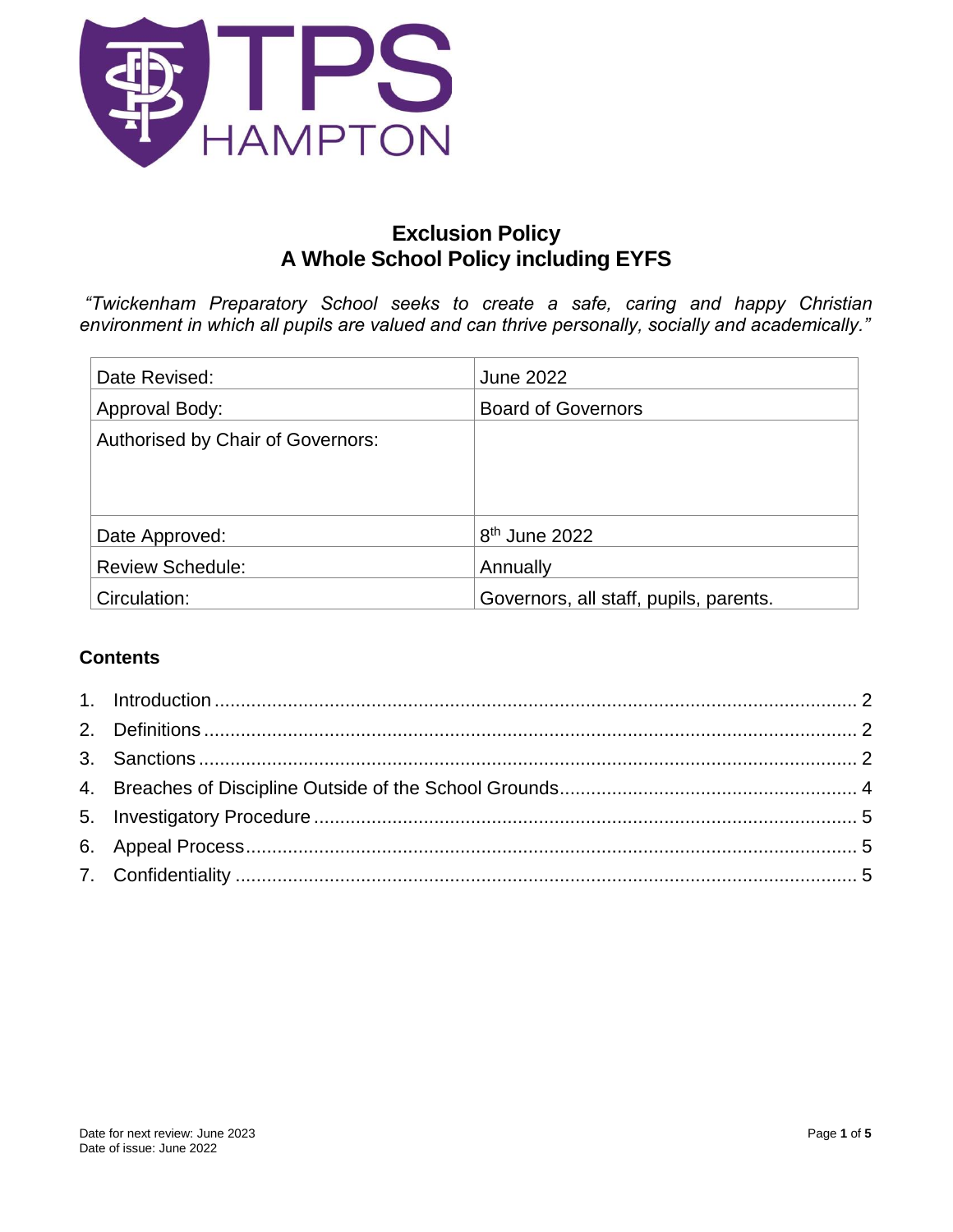# Exclusion Policy
# A Whole School Policy including EYFS

*"Twickenham Preparatory School seeks to create a safe, caring and happy Christian environment in which all pupils are valued and can thrive personally, socially and academically."*

| | |
|---|---|
| Date Revised: | June 2022 |
| Approval Body: | Board of Governors |
| Authorised by Chair of Governors: | |
| Date Approved: | 8th June 2022 |
| Review Schedule: | Annually |
| Circulation: | Governors, all staff, pupils, parents. |

## Contents

1. Introduction ........ 2
2. Definitions ........ 2
3. Sanctions ........ 2
4. Breaches of Discipline Outside of the School Grounds ........ 4
5. Investigatory Procedure ........ 5
6. Appeal Process ........ 5
7. Confidentiality ........ 5

Date for next review: June 2023
Date of issue: June 2022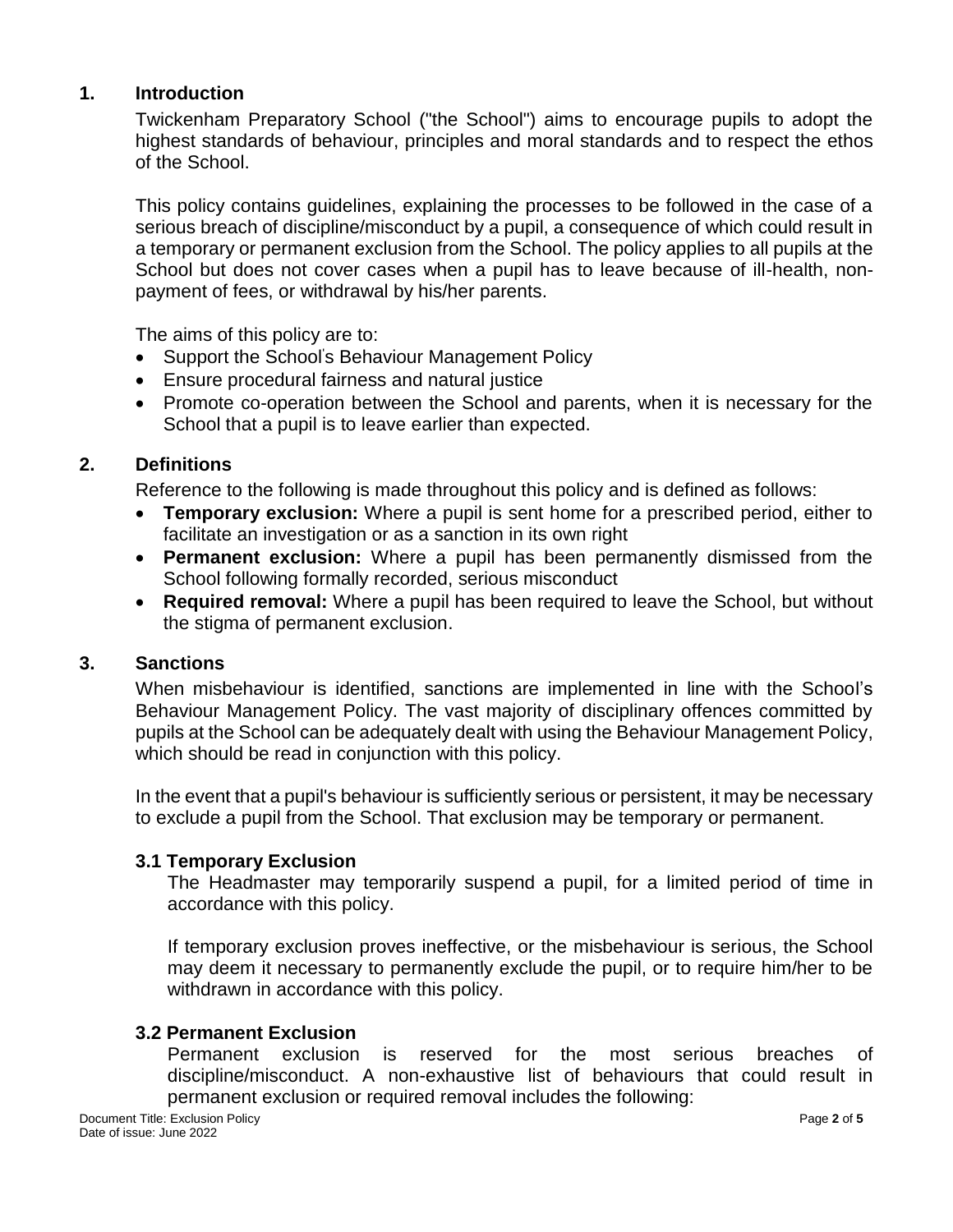## 1. Introduction

Twickenham Preparatory School ("the School") aims to encourage pupils to adopt the highest standards of behaviour, principles and moral standards and to respect the ethos of the School.

This policy contains guidelines, explaining the processes to be followed in the case of a serious breach of discipline/misconduct by a pupil, a consequence of which could result in a temporary or permanent exclusion from the School. The policy applies to all pupils at the School but does not cover cases when a pupil has to leave because of ill-health, non-payment of fees, or withdrawal by his/her parents.

The aims of this policy are to:

- Support the School's Behaviour Management Policy
- Ensure procedural fairness and natural justice
- Promote co-operation between the School and parents, when it is necessary for the School that a pupil is to leave earlier than expected.

## 2. Definitions

Reference to the following is made throughout this policy and is defined as follows:

- **Temporary exclusion:** Where a pupil is sent home for a prescribed period, either to facilitate an investigation or as a sanction in its own right
- **Permanent exclusion:** Where a pupil has been permanently dismissed from the School following formally recorded, serious misconduct
- **Required removal:** Where a pupil has been required to leave the School, but without the stigma of permanent exclusion.

## 3. Sanctions

When misbehaviour is identified, sanctions are implemented in line with the School's Behaviour Management Policy. The vast majority of disciplinary offences committed by pupils at the School can be adequately dealt with using the Behaviour Management Policy, which should be read in conjunction with this policy.

In the event that a pupil's behaviour is sufficiently serious or persistent, it may be necessary to exclude a pupil from the School. That exclusion may be temporary or permanent.

### 3.1 Temporary Exclusion

The Headmaster may temporarily suspend a pupil, for a limited period of time in accordance with this policy.

If temporary exclusion proves ineffective, or the misbehaviour is serious, the School may deem it necessary to permanently exclude the pupil, or to require him/her to be withdrawn in accordance with this policy.

### 3.2 Permanent Exclusion

Permanent exclusion is reserved for the most serious breaches of discipline/misconduct. A non-exhaustive list of behaviours that could result in permanent exclusion or required removal includes the following: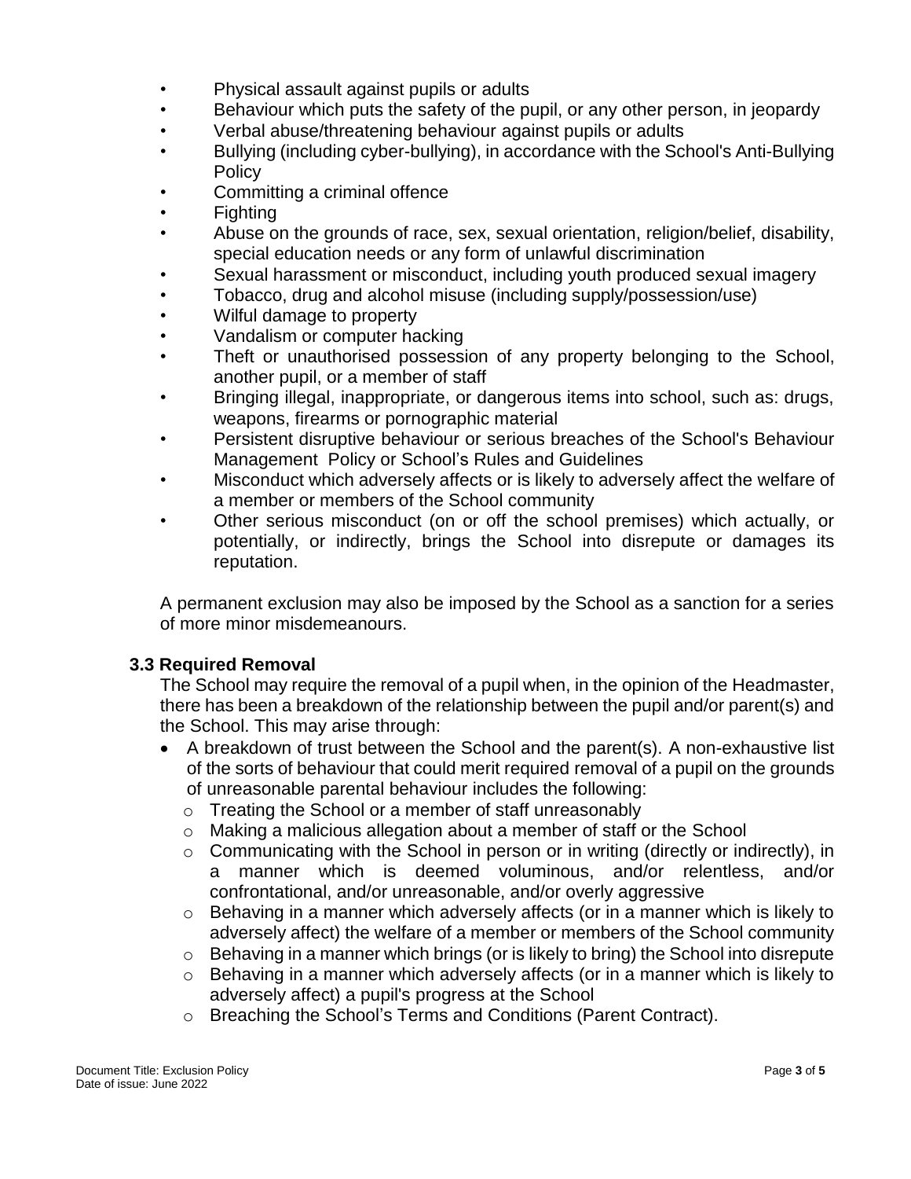- Physical assault against pupils or adults
- Behaviour which puts the safety of the pupil, or any other person, in jeopardy
- Verbal abuse/threatening behaviour against pupils or adults
- Bullying (including cyber-bullying), in accordance with the School's Anti-Bullying Policy
- Committing a criminal offence
- Fighting
- Abuse on the grounds of race, sex, sexual orientation, religion/belief, disability, special education needs or any form of unlawful discrimination
- Sexual harassment or misconduct, including youth produced sexual imagery
- Tobacco, drug and alcohol misuse (including supply/possession/use)
- Wilful damage to property
- Vandalism or computer hacking
- Theft or unauthorised possession of any property belonging to the School, another pupil, or a member of staff
- Bringing illegal, inappropriate, or dangerous items into school, such as: drugs, weapons, firearms or pornographic material
- Persistent disruptive behaviour or serious breaches of the School's Behaviour Management Policy or School's Rules and Guidelines
- Misconduct which adversely affects or is likely to adversely affect the welfare of a member or members of the School community
- Other serious misconduct (on or off the school premises) which actually, or potentially, or indirectly, brings the School into disrepute or damages its reputation.

A permanent exclusion may also be imposed by the School as a sanction for a series of more minor misdemeanours.

### 3.3 Required Removal

The School may require the removal of a pupil when, in the opinion of the Headmaster, there has been a breakdown of the relationship between the pupil and/or parent(s) and the School. This may arise through:

- A breakdown of trust between the School and the parent(s). A non-exhaustive list of the sorts of behaviour that could merit required removal of a pupil on the grounds of unreasonable parental behaviour includes the following:
  - Treating the School or a member of staff unreasonably
  - Making a malicious allegation about a member of staff or the School
  - Communicating with the School in person or in writing (directly or indirectly), in a manner which is deemed voluminous, and/or relentless, and/or confrontational, and/or unreasonable, and/or overly aggressive
  - Behaving in a manner which adversely affects (or in a manner which is likely to adversely affect) the welfare of a member or members of the School community
  - Behaving in a manner which brings (or is likely to bring) the School into disrepute
  - Behaving in a manner which adversely affects (or in a manner which is likely to adversely affect) a pupil's progress at the School
  - Breaching the School's Terms and Conditions (Parent Contract).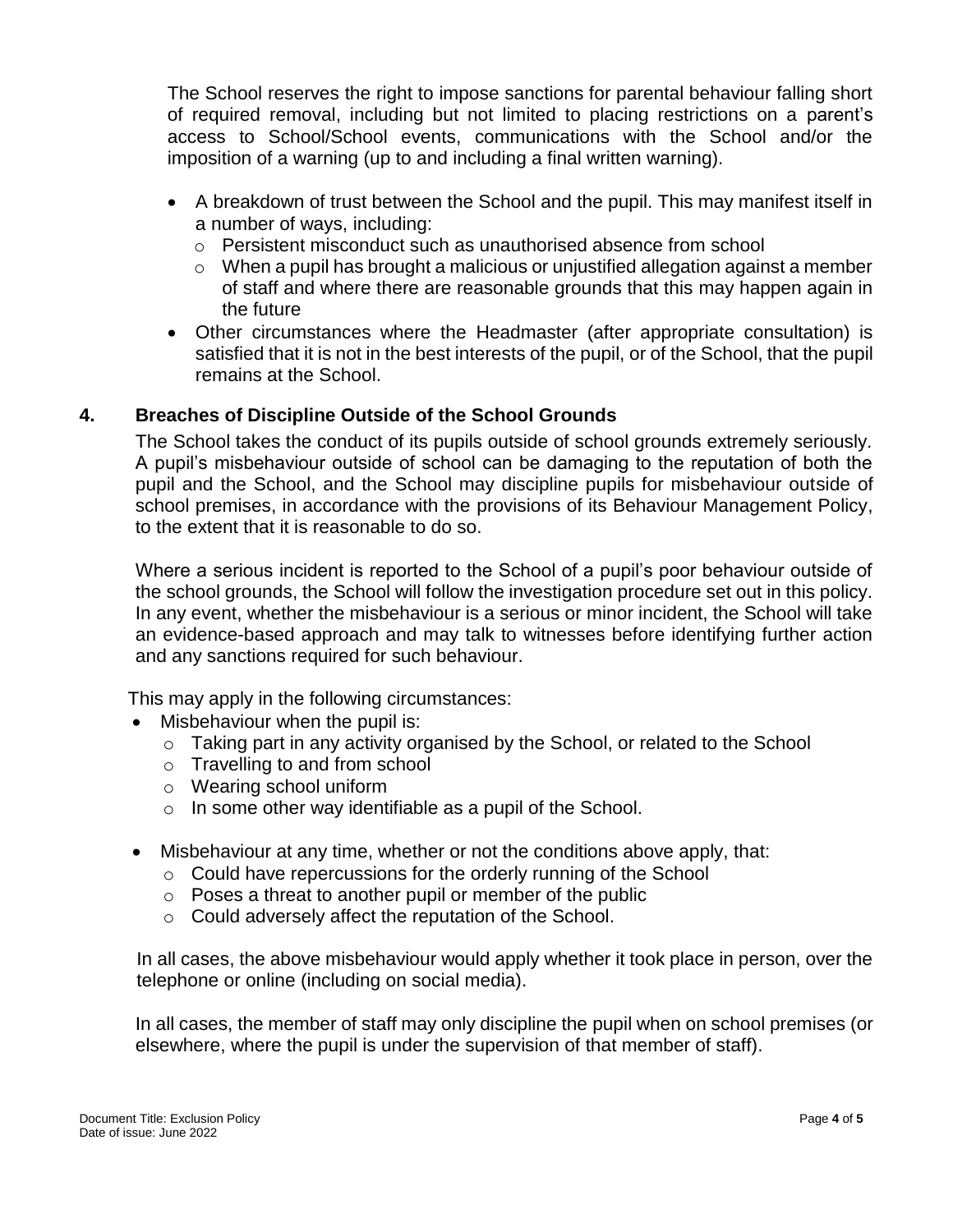The School reserves the right to impose sanctions for parental behaviour falling short of required removal, including but not limited to placing restrictions on a parent's access to School/School events, communications with the School and/or the imposition of a warning (up to and including a final written warning).

- A breakdown of trust between the School and the pupil. This may manifest itself in a number of ways, including:
  - Persistent misconduct such as unauthorised absence from school
  - When a pupil has brought a malicious or unjustified allegation against a member of staff and where there are reasonable grounds that this may happen again in the future
- Other circumstances where the Headmaster (after appropriate consultation) is satisfied that it is not in the best interests of the pupil, or of the School, that the pupil remains at the School.

## 4. Breaches of Discipline Outside of the School Grounds

The School takes the conduct of its pupils outside of school grounds extremely seriously. A pupil's misbehaviour outside of school can be damaging to the reputation of both the pupil and the School, and the School may discipline pupils for misbehaviour outside of school premises, in accordance with the provisions of its Behaviour Management Policy, to the extent that it is reasonable to do so.

Where a serious incident is reported to the School of a pupil's poor behaviour outside of the school grounds, the School will follow the investigation procedure set out in this policy. In any event, whether the misbehaviour is a serious or minor incident, the School will take an evidence-based approach and may talk to witnesses before identifying further action and any sanctions required for such behaviour.

This may apply in the following circumstances:

- Misbehaviour when the pupil is:
  - Taking part in any activity organised by the School, or related to the School
  - Travelling to and from school
  - Wearing school uniform
  - In some other way identifiable as a pupil of the School.
- Misbehaviour at any time, whether or not the conditions above apply, that:
  - Could have repercussions for the orderly running of the School
  - Poses a threat to another pupil or member of the public
  - Could adversely affect the reputation of the School.

In all cases, the above misbehaviour would apply whether it took place in person, over the telephone or online (including on social media).

In all cases, the member of staff may only discipline the pupil when on school premises (or elsewhere, where the pupil is under the supervision of that member of staff).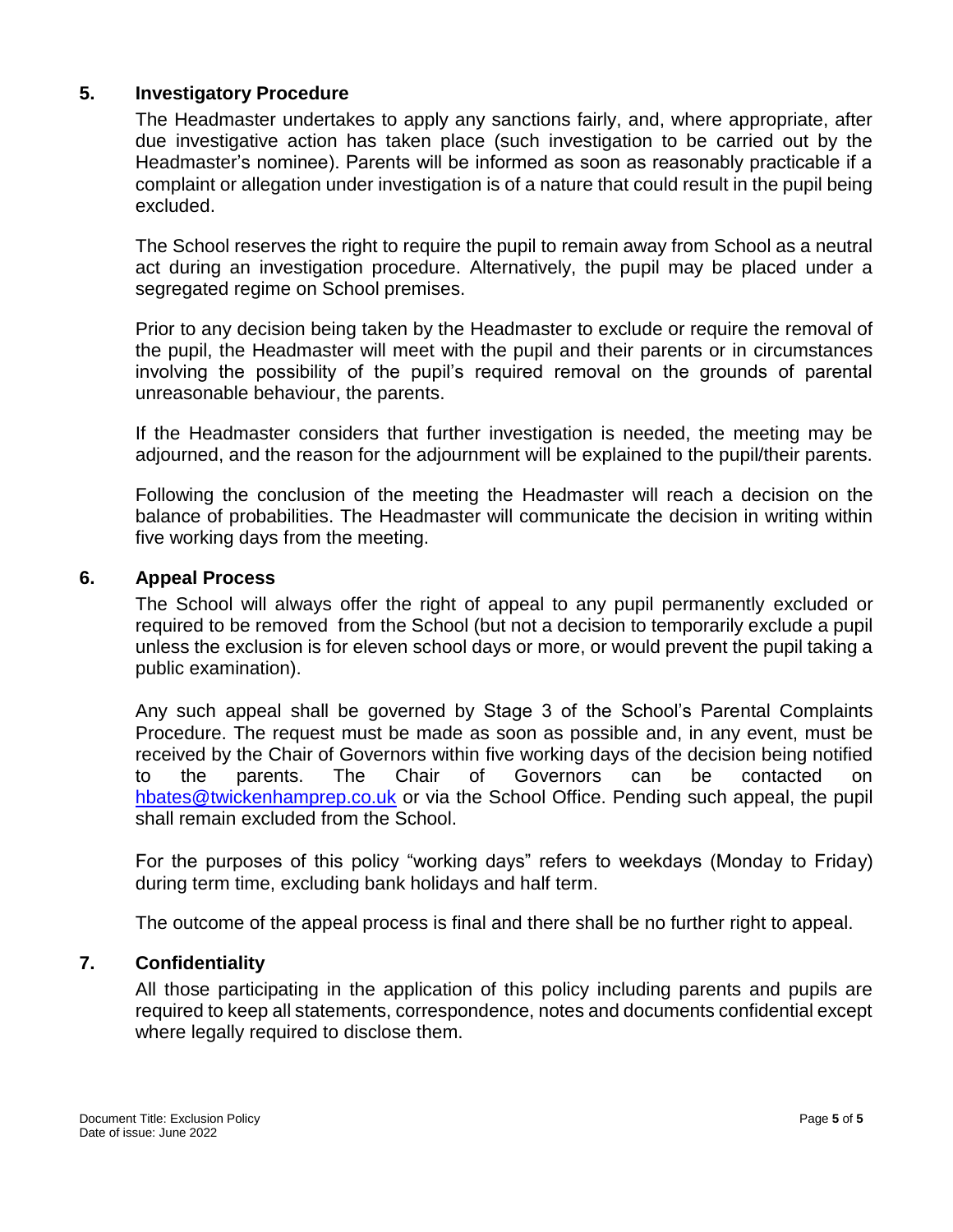## 5. Investigatory Procedure

The Headmaster undertakes to apply any sanctions fairly, and, where appropriate, after due investigative action has taken place (such investigation to be carried out by the Headmaster's nominee). Parents will be informed as soon as reasonably practicable if a complaint or allegation under investigation is of a nature that could result in the pupil being excluded.

The School reserves the right to require the pupil to remain away from School as a neutral act during an investigation procedure. Alternatively, the pupil may be placed under a segregated regime on School premises.

Prior to any decision being taken by the Headmaster to exclude or require the removal of the pupil, the Headmaster will meet with the pupil and their parents or in circumstances involving the possibility of the pupil's required removal on the grounds of parental unreasonable behaviour, the parents.

If the Headmaster considers that further investigation is needed, the meeting may be adjourned, and the reason for the adjournment will be explained to the pupil/their parents.

Following the conclusion of the meeting the Headmaster will reach a decision on the balance of probabilities. The Headmaster will communicate the decision in writing within five working days from the meeting.

## 6. Appeal Process

The School will always offer the right of appeal to any pupil permanently excluded or required to be removed from the School (but not a decision to temporarily exclude a pupil unless the exclusion is for eleven school days or more, or would prevent the pupil taking a public examination).

Any such appeal shall be governed by Stage 3 of the School's Parental Complaints Procedure. The request must be made as soon as possible and, in any event, must be received by the Chair of Governors within five working days of the decision being notified to the parents. The Chair of Governors can be contacted on [hbates@twickenhamprep.co.uk](mailto:hbates@twickenhamprep.co.uk) or via the School Office. Pending such appeal, the pupil shall remain excluded from the School.

For the purposes of this policy "working days" refers to weekdays (Monday to Friday) during term time, excluding bank holidays and half term.

The outcome of the appeal process is final and there shall be no further right to appeal.

## 7. Confidentiality

All those participating in the application of this policy including parents and pupils are required to keep all statements, correspondence, notes and documents confidential except where legally required to disclose them.